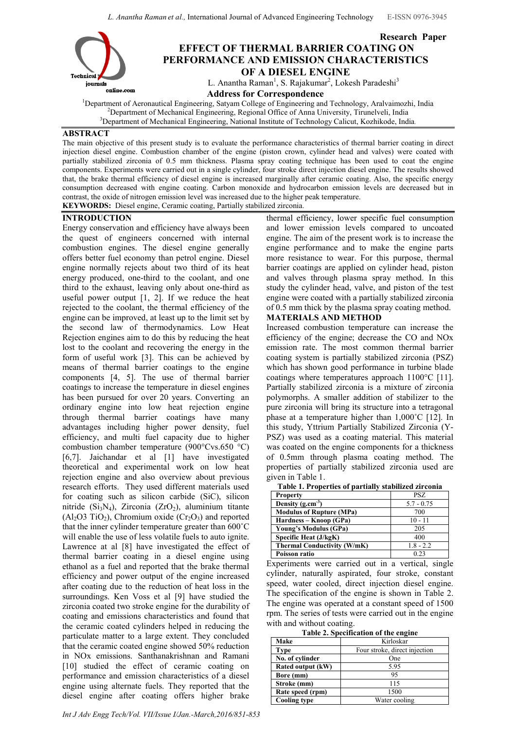Research Paper

# EFFECT OF THERMAL BARRIER COATING ON PERFORMANCE AND EMISSION CHARACTERISTICS OF A DIESEL ENGINE

L. Anantha Raman[1], S. Rajakumar[2], Lokesh Paradeshi[3]

**Address for Correspondence**

[1]Department of Aeronautical Engineering, Satyam College of Engineering and Technology, Aralvaimozhi, India
[2]Department of Mechanical Engineering, Regional Office of Anna University, Tirunelveli, India
[3]Department of Mechanical Engineering, National Institute of Technology Calicut, Kozhikode, India.

## ABSTRACT

The main objective of this present study is to evaluate the performance characteristics of thermal barrier coating in direct injection diesel engine. Combustion chamber of the engine (piston crown, cylinder head and valves) were coated with partially stabilized zirconia of 0.5 mm thickness. Plasma spray coating technique has been used to coat the engine components. Experiments were carried out in a single cylinder, four stroke direct injection diesel engine. The results showed that, the brake thermal efficiency of diesel engine is increased marginally after ceramic coating. Also, the specific energy consumption decreased with engine coating. Carbon monoxide and hydrocarbon emission levels are decreased but in contrast, the oxide of nitrogen emission level was increased due to the higher peak temperature.

**KEYWORDS:** Diesel engine, Ceramic coating, Partially stabilized zirconia.

## INTRODUCTION

Energy conservation and efficiency have always been the quest of engineers concerned with internal combustion engines. The diesel engine generally offers better fuel economy than petrol engine. Diesel engine normally rejects about two third of its heat energy produced, one-third to the coolant, and one third to the exhaust, leaving only about one-third as useful power output [1, 2]. If we reduce the heat rejected to the coolant, the thermal efficiency of the engine can be improved, at least up to the limit set by the second law of thermodynamics. Low Heat Rejection engines aim to do this by reducing the heat lost to the coolant and recovering the energy in the form of useful work [3]. This can be achieved by means of thermal barrier coatings to the engine components [4, 5]. The use of thermal barrier coatings to increase the temperature in diesel engines has been pursued for over 20 years. Converting an ordinary engine into low heat rejection engine through thermal barrier coatings have many advantages including higher power density, fuel efficiency, and multi fuel capacity due to higher combustion chamber temperature (900°Cvs.650 °C) [6,7]. Jaichandar et al [1] have investigated theoretical and experimental work on low heat rejection engine and also overview about previous research efforts. They used different materials used for coating such as silicon carbide (SiC), silicon nitride ($Si_3N_4$), Zirconia ($ZrO_2$), aluminium titante ($Al_2O3$ $TiO_2$), Chromium oxide ($Cr_2O_3$) and reported that the inner cylinder temperature greater than 600˚C will enable the use of less volatile fuels to auto ignite. Lawrence at al [8] have investigated the effect of thermal barrier coating in a diesel engine using ethanol as a fuel and reported that the brake thermal efficiency and power output of the engine increased after coating due to the reduction of heat loss in the surroundings. Ken Voss et al [9] have studied the zirconia coated two stroke engine for the durability of coating and emissions characteristics and found that the ceramic coated cylinders helped in reducing the particulate matter to a large extent. They concluded that the ceramic coated engine showed 50% reduction in NOx emissions. Santhanakrishnan and Ramani [10] studied the effect of ceramic coating on performance and emission characteristics of a diesel engine using alternate fuels. They reported that the diesel engine after coating offers higher brake thermal efficiency, lower specific fuel consumption and lower emission levels compared to uncoated engine. The aim of the present work is to increase the engine performance and to make the engine parts more resistance to wear. For this purpose, thermal barrier coatings are applied on cylinder head, piston and valves through plasma spray method. In this study the cylinder head, valve, and piston of the test engine were coated with a partially stabilized zirconia of 0.5 mm thick by the plasma spray coating method.

## MATERIALS AND METHOD

Increased combustion temperature can increase the efficiency of the engine; decrease the CO and NOx emission rate. The most common thermal barrier coating system is partially stabilized zirconia (PSZ) which has shown good performance in turbine blade coatings where temperatures approach 1100°C [11]. Partially stabilized zirconia is a mixture of zirconia polymorphs. A smaller addition of stabilizer to the pure zirconia will bring its structure into a tetragonal phase at a temperature higher than 1,000˚C [12]. In this study, Yttrium Partially Stabilized Zirconia (Y-PSZ) was used as a coating material. This material was coated on the engine components for a thickness of 0.5mm through plasma coating method. The properties of partially stabilized zirconia used are given in Table 1.

**Table 1. Properties of partially stabilized zirconia**

| Property | PSZ |
|---|---|
| Density ($g.cm^{-3}$) | 5.7 - 0.75 |
| Modulus of Rupture (MPa) | 700 |
| Hardness – Knoop (GPa) | 10 - 11 |
| Young's Modulus (GPa) | 205 |
| Specific Heat (J/kgK) | 400 |
| Thermal Conductivity (W/mK) | 1.8 - 2.2 |
| Poisson ratio | 0.23 |

Experiments were carried out in a vertical, single cylinder, naturally aspirated, four stroke, constant speed, water cooled, direct injection diesel engine. The specification of the engine is shown in Table 2. The engine was operated at a constant speed of 1500 rpm. The series of tests were carried out in the engine with and without coating.

**Table 2. Specification of the engine**

| Make | Kirloskar |
|---|---|
| Type | Four stroke, direct injection |
| No. of cylinder | One |
| Rated output (kW) | 5.95 |
| Bore (mm) | 95 |
| Stroke (mm) | 115 |
| Rate speed (rpm) | 1500 |
| Cooling type | Water cooling |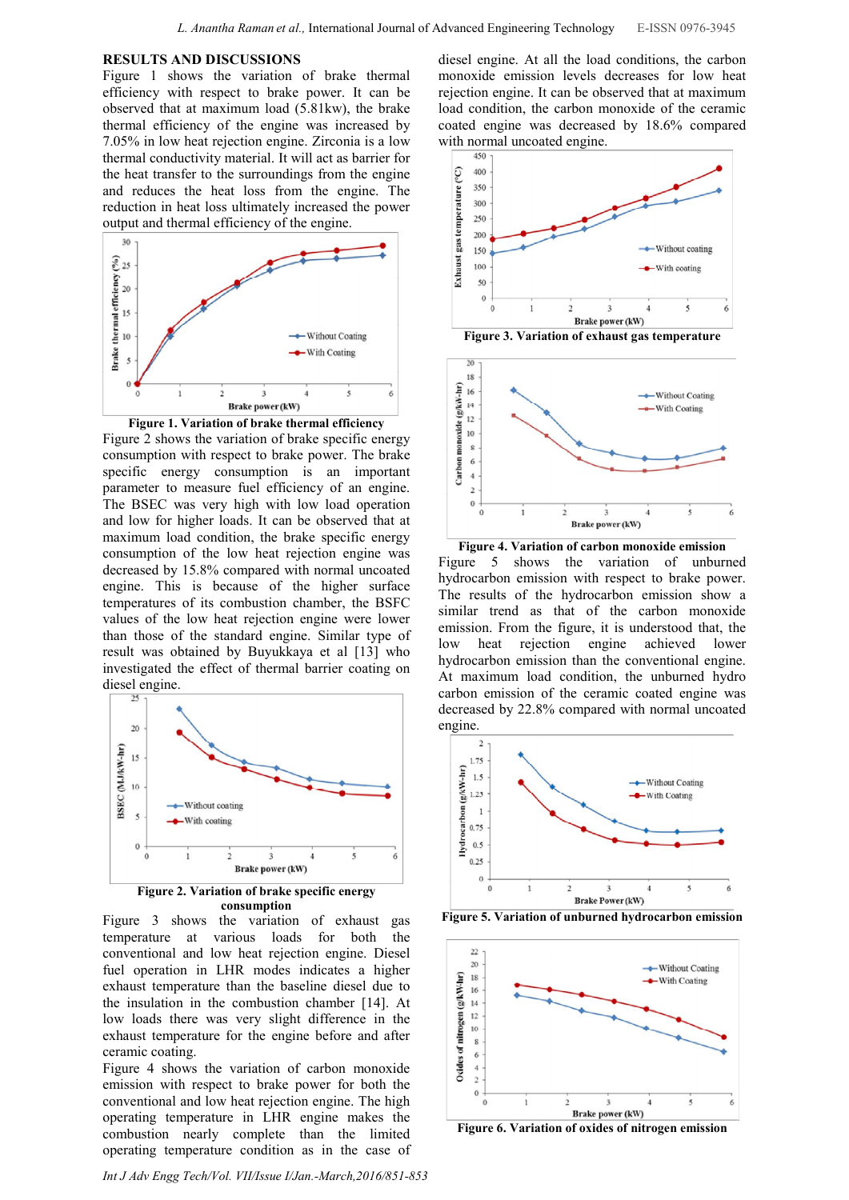## RESULTS AND DISCUSSIONS

Figure 1 shows the variation of brake thermal efficiency with respect to brake power. It can be observed that at maximum load (5.81kw), the brake thermal efficiency of the engine was increased by 7.05% in low heat rejection engine. Zirconia is a low thermal conductivity material. It will act as barrier for the heat transfer to the surroundings from the engine and reduces the heat loss from the engine. The reduction in heat loss ultimately increased the power output and thermal efficiency of the engine.

**Figure 1. Variation of brake thermal efficiency**

Figure 2 shows the variation of brake specific energy consumption with respect to brake power. The brake specific energy consumption is an important parameter to measure fuel efficiency of an engine. The BSEC was very high with low load operation and low for higher loads. It can be observed that at maximum load condition, the brake specific energy consumption of the low heat rejection engine was decreased by 15.8% compared with normal uncoated engine. This is because of the higher surface temperatures of its combustion chamber, the BSFC values of the low heat rejection engine were lower than those of the standard engine. Similar type of result was obtained by Buyukkaya et al [13] who investigated the effect of thermal barrier coating on diesel engine.

**Figure 2. Variation of brake specific energy consumption**

Figure 3 shows the variation of exhaust gas temperature at various loads for both the conventional and low heat rejection engine. Diesel fuel operation in LHR modes indicates a higher exhaust temperature than the baseline diesel due to the insulation in the combustion chamber [14]. At low loads there was very slight difference in the exhaust temperature for the engine before and after ceramic coating.

Figure 4 shows the variation of carbon monoxide emission with respect to brake power for both the conventional and low heat rejection engine. The high operating temperature in LHR engine makes the combustion nearly complete than the limited operating temperature condition as in the case of diesel engine. At all the load conditions, the carbon monoxide emission levels decreases for low heat rejection engine. It can be observed that at maximum load condition, the carbon monoxide of the ceramic coated engine was decreased by 18.6% compared with normal uncoated engine.

**Figure 3. Variation of exhaust gas temperature**

**Figure 4. Variation of carbon monoxide emission**

Figure 5 shows the variation of unburned hydrocarbon emission with respect to brake power. The results of the hydrocarbon emission show a similar trend as that of the carbon monoxide emission. From the figure, it is understood that, the low heat rejection engine achieved lower hydrocarbon emission than the conventional engine. At maximum load condition, the unburned hydro carbon emission of the ceramic coated engine was decreased by 22.8% compared with normal uncoated engine.

**Figure 5. Variation of unburned hydrocarbon emission**

**Figure 6. Variation of oxides of nitrogen emission**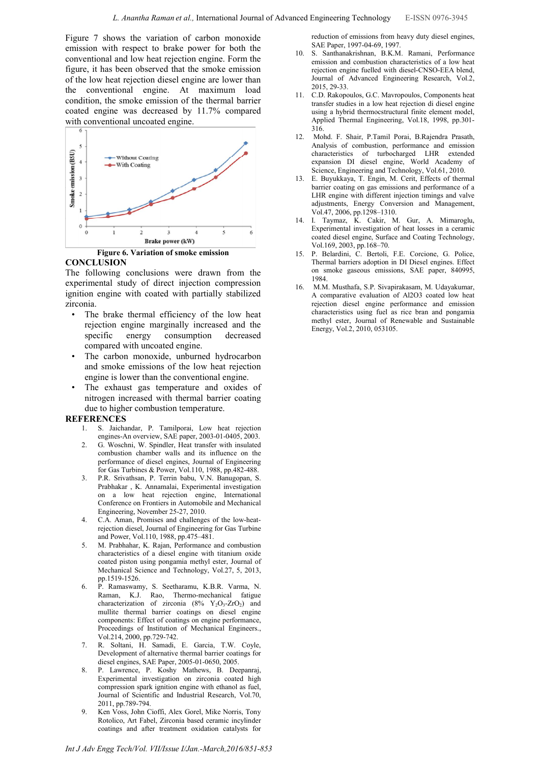Figure 7 shows the variation of carbon monoxide emission with respect to brake power for both the conventional and low heat rejection engine. From the figure, it has been observed that the smoke emission of the low heat rejection diesel engine are lower than the conventional engine. At maximum load condition, the smoke emission of the thermal barrier coated engine was decreased by 11.7% compared with conventional uncoated engine.

Smoke emission (BSU)

Brake power (kW)

Without Coating

With Coating

Figure 6. Variation of smoke emission

## CONCLUSION

The following conclusions were drawn from the experimental study of direct injection compression ignition engine with coated with partially stabilized zirconia.

- The brake thermal efficiency of the low heat rejection engine marginally increased and the specific energy consumption decreased compared with uncoated engine.
- The carbon monoxide, unburned hydrocarbon and smoke emissions of the low heat rejection engine is lower than the conventional engine.
- The exhaust gas temperature and oxides of nitrogen increased with thermal barrier coating due to higher combustion temperature.

## REFERENCES

1. S. Jaichandar, P. Tamilporai, Low heat rejection engines-An overview, SAE paper, 2003-01-0405, 2003.
2. G. Woschni, W. Spindler, Heat transfer with insulated combustion chamber walls and its influence on the performance of diesel engines, Journal of Engineering for Gas Turbines & Power, Vol.110, 1988, pp.482-488.
3. P.R. Srivathsan, P. Terrin babu, V.N. Banugopan, S. Prabhakar , K. Annamalai, Experimental investigation on a low heat rejection engine, International Conference on Frontiers in Automobile and Mechanical Engineering, November 25-27, 2010.
4. C.A. Aman, Promises and challenges of the low-heat-rejection diesel, Journal of Engineering for Gas Turbine and Power, Vol.110, 1988, pp.475–481.
5. M. Prabhahar, K. Rajan, Performance and combustion characteristics of a diesel engine with titanium oxide coated piston using pongamia methyl ester, Journal of Mechanical Science and Technology, Vol.27, 5, 2013, pp.1519-1526.
6. P. Ramaswamy, S. Seetharamu, K.B.R. Varma, N. Raman, K.J. Rao, Thermo-mechanical fatigue characterization of zirconia (8% $Y_2O_3$-$ZrO_2$) and mullite thermal barrier coatings on diesel engine components: Effect of coatings on engine performance, Proceedings of Institution of Mechanical Engineers., Vol.214, 2000, pp.729-742.
7. R. Soltani, H. Samadi, E. Garcia, T.W. Coyle, Development of alternative thermal barrier coatings for diesel engines, SAE Paper, 2005-01-0650, 2005.
8. P. Lawrence, P. Koshy Mathews, B. Deepanraj, Experimental investigation on zirconia coated high compression spark ignition engine with ethanol as fuel, Journal of Scientific and Industrial Research, Vol.70, 2011, pp.789-794.
9. Ken Voss, John Cioffi, Alex Gorel, Mike Norris, Tony Rotolico, Art Fabel, Zirconia based ceramic incylinder coatings and after treatment oxidation catalysts for reduction of emissions from heavy duty diesel engines, SAE Paper, 1997-04-69, 1997.
10. S. Santhanakrishnan, B.K.M. Ramani, Performance emission and combustion characteristics of a low heat rejection engine fuelled with diesel-CNSO-EEA blend, Journal of Advanced Engineering Research, Vol.2, 2015, 29-33.
11. C.D. Rakopoulos, G.C. Mavropoulos, Components heat transfer studies in a low heat rejection di diesel engine using a hybrid thermostructural finite element model, Applied Thermal Engineering, Vol.18, 1998, pp.301-316.
12. Mohd. F. Shair, P.Tamil Porai, B.Rajendra Prasath, Analysis of combustion, performance and emission characteristics of turbocharged LHR extended expansion DI diesel engine, World Academy of Science, Engineering and Technology, Vol.61, 2010.
13. E. Buyukkaya, T. Engin, M. Cerit, Effects of thermal barrier coating on gas emissions and performance of a LHR engine with different injection timings and valve adjustments, Energy Conversion and Management, Vol.47, 2006, pp.1298–1310.
14. I. Taymaz, K. Cakir, M. Gur, A. Mimaroglu, Experimental investigation of heat losses in a ceramic coated diesel engine, Surface and Coating Technology, Vol.169, 2003, pp.168–70.
15. P. Belardini, C. Bertoli, F.E. Corcione, G. Police, Thermal barriers adoption in DI Diesel engines. Effect on smoke gaseous emissions, SAE paper, 840995, 1984.
16. M.M. Musthafa, S.P. Sivapirakasam, M. Udayakumar, A comparative evaluation of Al2O3 coated low heat rejection diesel engine performance and emission characteristics using fuel as rice bran and pongamia methyl ester, Journal of Renewable and Sustainable Energy, Vol.2, 2010, 053105.